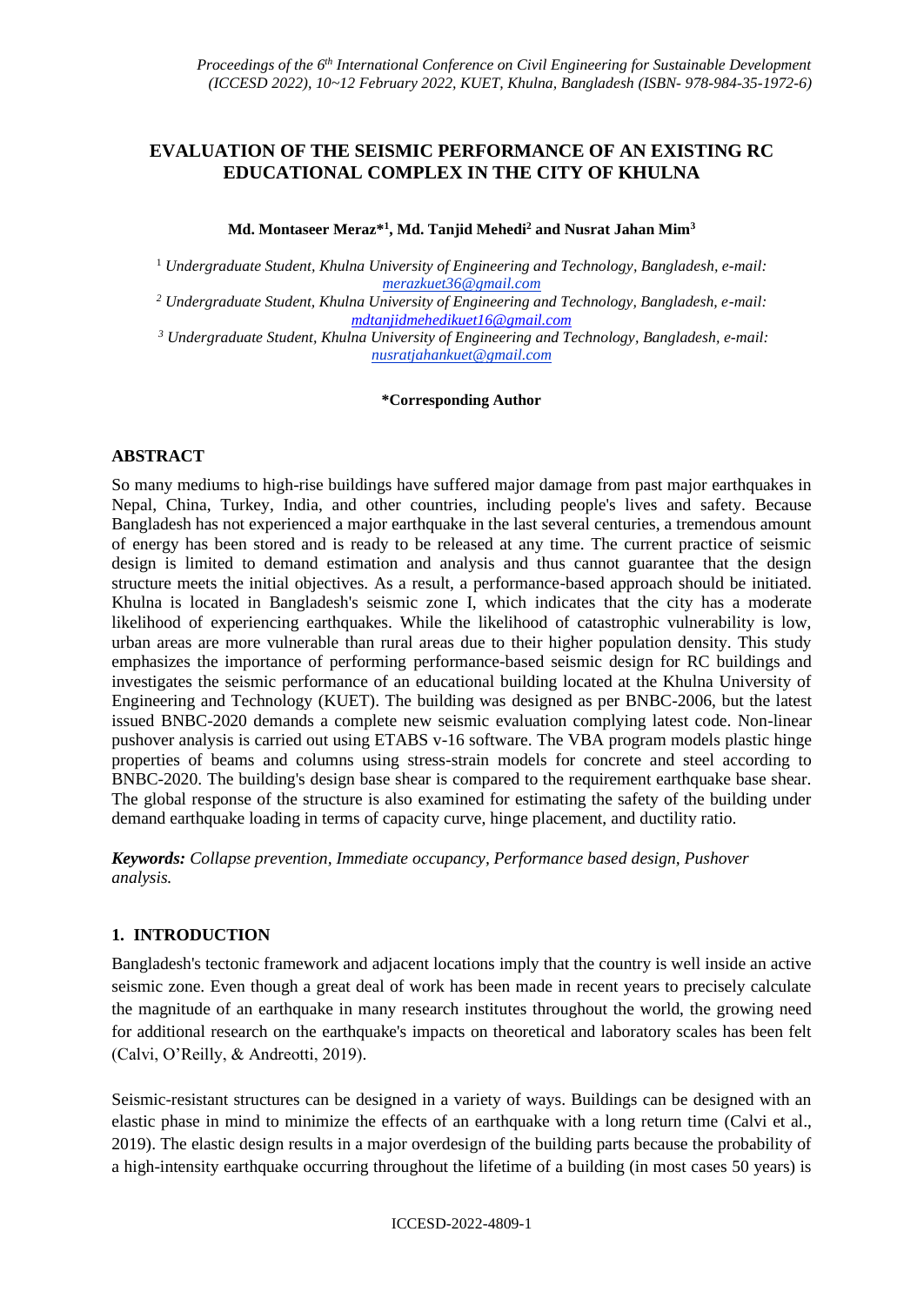# EVALUATION OF THE SEISMIC PERFORMANCE OF AN EXISTING RC EDUCATIONAL COMPLEX IN THE CITY OF KHULNA

**Md. Montaseer Meraz*[1], Md. Tanjid Mehedi[2] and Nusrat Jahan Mim[3]**

[1] *Undergraduate Student, Khulna University of Engineering and Technology, Bangladesh, e-mail: merazkuet36@gmail.com*

[2] *Undergraduate Student, Khulna University of Engineering and Technology, Bangladesh, e-mail: mdtanjidmehedikuet16@gmail.com*

[3] *Undergraduate Student, Khulna University of Engineering and Technology, Bangladesh, e-mail: nusratjahankuet@gmail.com*

**\*Corresponding Author**

## ABSTRACT

So many mediums to high-rise buildings have suffered major damage from past major earthquakes in Nepal, China, Turkey, India, and other countries, including people's lives and safety. Because Bangladesh has not experienced a major earthquake in the last several centuries, a tremendous amount of energy has been stored and is ready to be released at any time. The current practice of seismic design is limited to demand estimation and analysis and thus cannot guarantee that the design structure meets the initial objectives. As a result, a performance-based approach should be initiated. Khulna is located in Bangladesh's seismic zone I, which indicates that the city has a moderate likelihood of experiencing earthquakes. While the likelihood of catastrophic vulnerability is low, urban areas are more vulnerable than rural areas due to their higher population density. This study emphasizes the importance of performing performance-based seismic design for RC buildings and investigates the seismic performance of an educational building located at the Khulna University of Engineering and Technology (KUET). The building was designed as per BNBC-2006, but the latest issued BNBC-2020 demands a complete new seismic evaluation complying latest code. Non-linear pushover analysis is carried out using ETABS v-16 software. The VBA program models plastic hinge properties of beams and columns using stress-strain models for concrete and steel according to BNBC-2020. The building's design base shear is compared to the requirement earthquake base shear. The global response of the structure is also examined for estimating the safety of the building under demand earthquake loading in terms of capacity curve, hinge placement, and ductility ratio.

***Keywords:*** *Collapse prevention, Immediate occupancy, Performance based design, Pushover analysis.*

## 1. INTRODUCTION

Bangladesh's tectonic framework and adjacent locations imply that the country is well inside an active seismic zone. Even though a great deal of work has been made in recent years to precisely calculate the magnitude of an earthquake in many research institutes throughout the world, the growing need for additional research on the earthquake's impacts on theoretical and laboratory scales has been felt (Calvi, O'Reilly, & Andreotti, 2019).

Seismic-resistant structures can be designed in a variety of ways. Buildings can be designed with an elastic phase in mind to minimize the effects of an earthquake with a long return time (Calvi et al., 2019). The elastic design results in a major overdesign of the building parts because the probability of a high-intensity earthquake occurring throughout the lifetime of a building (in most cases 50 years) is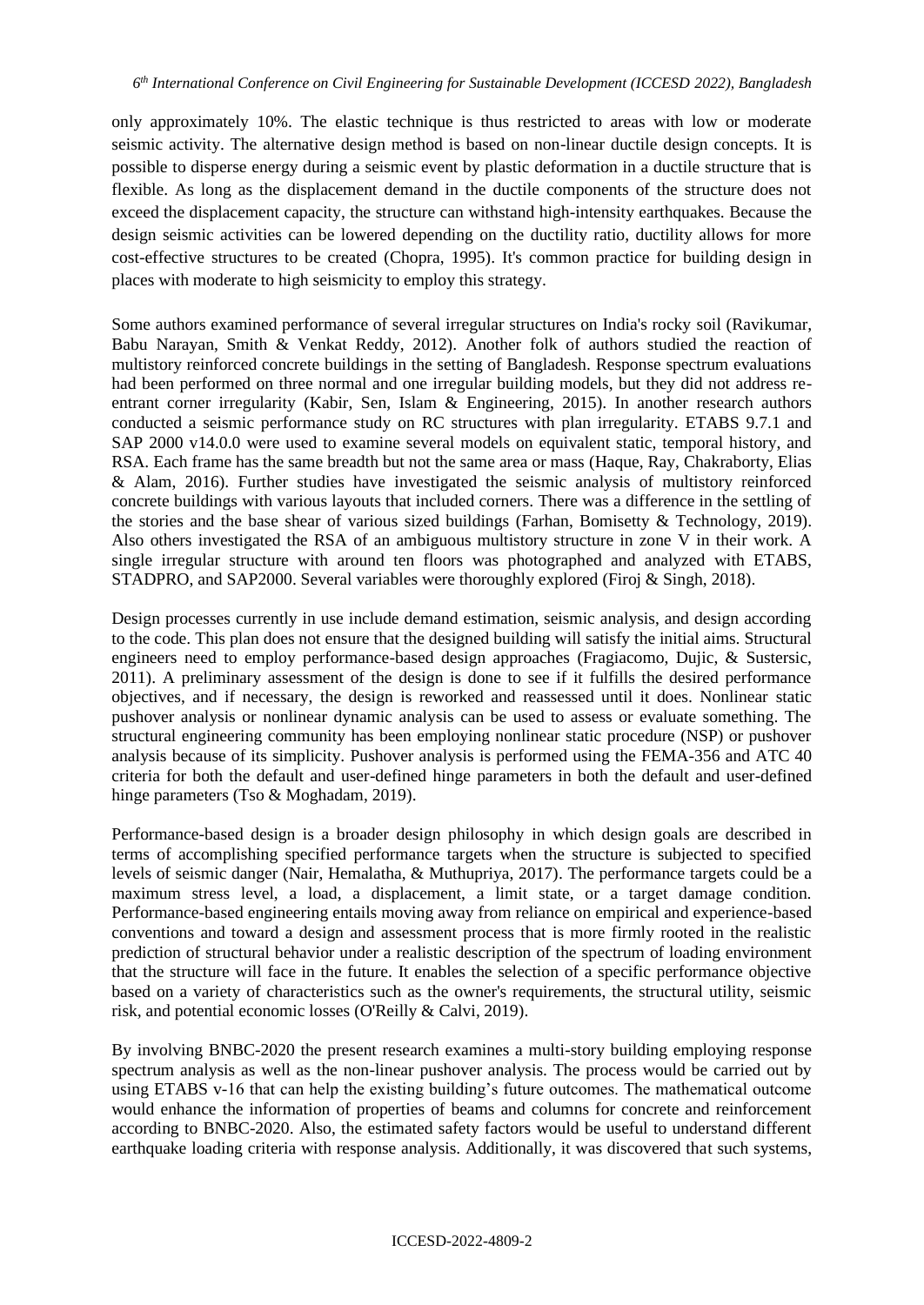only approximately 10%. The elastic technique is thus restricted to areas with low or moderate seismic activity. The alternative design method is based on non-linear ductile design concepts. It is possible to disperse energy during a seismic event by plastic deformation in a ductile structure that is flexible. As long as the displacement demand in the ductile components of the structure does not exceed the displacement capacity, the structure can withstand high-intensity earthquakes. Because the design seismic activities can be lowered depending on the ductility ratio, ductility allows for more cost-effective structures to be created (Chopra, 1995). It's common practice for building design in places with moderate to high seismicity to employ this strategy.

Some authors examined performance of several irregular structures on India's rocky soil (Ravikumar, Babu Narayan, Smith & Venkat Reddy, 2012). Another folk of authors studied the reaction of multistory reinforced concrete buildings in the setting of Bangladesh. Response spectrum evaluations had been performed on three normal and one irregular building models, but they did not address re-entrant corner irregularity (Kabir, Sen, Islam & Engineering, 2015). In another research authors conducted a seismic performance study on RC structures with plan irregularity. ETABS 9.7.1 and SAP 2000 v14.0.0 were used to examine several models on equivalent static, temporal history, and RSA. Each frame has the same breadth but not the same area or mass (Haque, Ray, Chakraborty, Elias & Alam, 2016). Further studies have investigated the seismic analysis of multistory reinforced concrete buildings with various layouts that included corners. There was a difference in the settling of the stories and the base shear of various sized buildings (Farhan, Bomisetty & Technology, 2019). Also others investigated the RSA of an ambiguous multistory structure in zone V in their work. A single irregular structure with around ten floors was photographed and analyzed with ETABS, STADPRO, and SAP2000. Several variables were thoroughly explored (Firoj & Singh, 2018).

Design processes currently in use include demand estimation, seismic analysis, and design according to the code. This plan does not ensure that the designed building will satisfy the initial aims. Structural engineers need to employ performance-based design approaches (Fragiacomo, Dujic, & Sustersic, 2011). A preliminary assessment of the design is done to see if it fulfills the desired performance objectives, and if necessary, the design is reworked and reassessed until it does. Nonlinear static pushover analysis or nonlinear dynamic analysis can be used to assess or evaluate something. The structural engineering community has been employing nonlinear static procedure (NSP) or pushover analysis because of its simplicity. Pushover analysis is performed using the FEMA-356 and ATC 40 criteria for both the default and user-defined hinge parameters in both the default and user-defined hinge parameters (Tso & Moghadam, 2019).

Performance-based design is a broader design philosophy in which design goals are described in terms of accomplishing specified performance targets when the structure is subjected to specified levels of seismic danger (Nair, Hemalatha, & Muthupriya, 2017). The performance targets could be a maximum stress level, a load, a displacement, a limit state, or a target damage condition. Performance-based engineering entails moving away from reliance on empirical and experience-based conventions and toward a design and assessment process that is more firmly rooted in the realistic prediction of structural behavior under a realistic description of the spectrum of loading environment that the structure will face in the future. It enables the selection of a specific performance objective based on a variety of characteristics such as the owner's requirements, the structural utility, seismic risk, and potential economic losses (O'Reilly & Calvi, 2019).

By involving BNBC-2020 the present research examines a multi-story building employing response spectrum analysis as well as the non-linear pushover analysis. The process would be carried out by using ETABS v-16 that can help the existing building's future outcomes. The mathematical outcome would enhance the information of properties of beams and columns for concrete and reinforcement according to BNBC-2020. Also, the estimated safety factors would be useful to understand different earthquake loading criteria with response analysis. Additionally, it was discovered that such systems,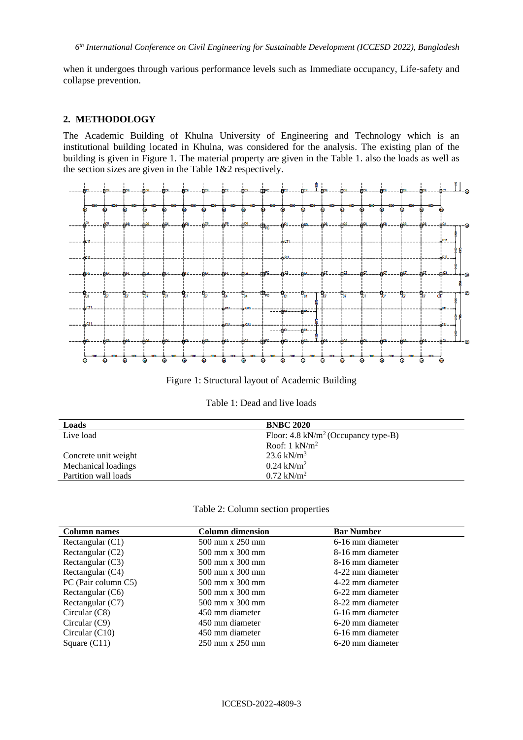when it undergoes through various performance levels such as Immediate occupancy, Life-safety and collapse prevention.

## 2. METHODOLOGY

The Academic Building of Khulna University of Engineering and Technology which is an institutional building located in Khulna, was considered for the analysis. The existing plan of the building is given in Figure 1. The material property are given in the Table 1. also the loads as well as the section sizes are given in the Table 1&2 respectively.

Figure 1: Structural layout of Academic Building

Table 1: Dead and live loads

| Loads | BNBC 2020 |
|---|---|
| Live load | Floor: 4.8 kN/m$^2$ (Occupancy type-B) |
| | Roof: 1 kN/m$^2$ |
| Concrete unit weight | 23.6 kN/m$^3$ |
| Mechanical loadings | 0.24 kN/m$^2$ |
| Partition wall loads | 0.72 kN/m$^2$ |

Table 2: Column section properties

| Column names | Column dimension | Bar Number |
|---|---|---|
| Rectangular (C1) | 500 mm x 250 mm | 6-16 mm diameter |
| Rectangular (C2) | 500 mm x 300 mm | 8-16 mm diameter |
| Rectangular (C3) | 500 mm x 300 mm | 8-16 mm diameter |
| Rectangular (C4) | 500 mm x 300 mm | 4-22 mm diameter |
| PC (Pair column C5) | 500 mm x 300 mm | 4-22 mm diameter |
| Rectangular (C6) | 500 mm x 300 mm | 6-22 mm diameter |
| Rectangular (C7) | 500 mm x 300 mm | 8-22 mm diameter |
| Circular (C8) | 450 mm diameter | 6-16 mm diameter |
| Circular (C9) | 450 mm diameter | 6-20 mm diameter |
| Circular (C10) | 450 mm diameter | 6-16 mm diameter |
| Square (C11) | 250 mm x 250 mm | 6-20 mm diameter |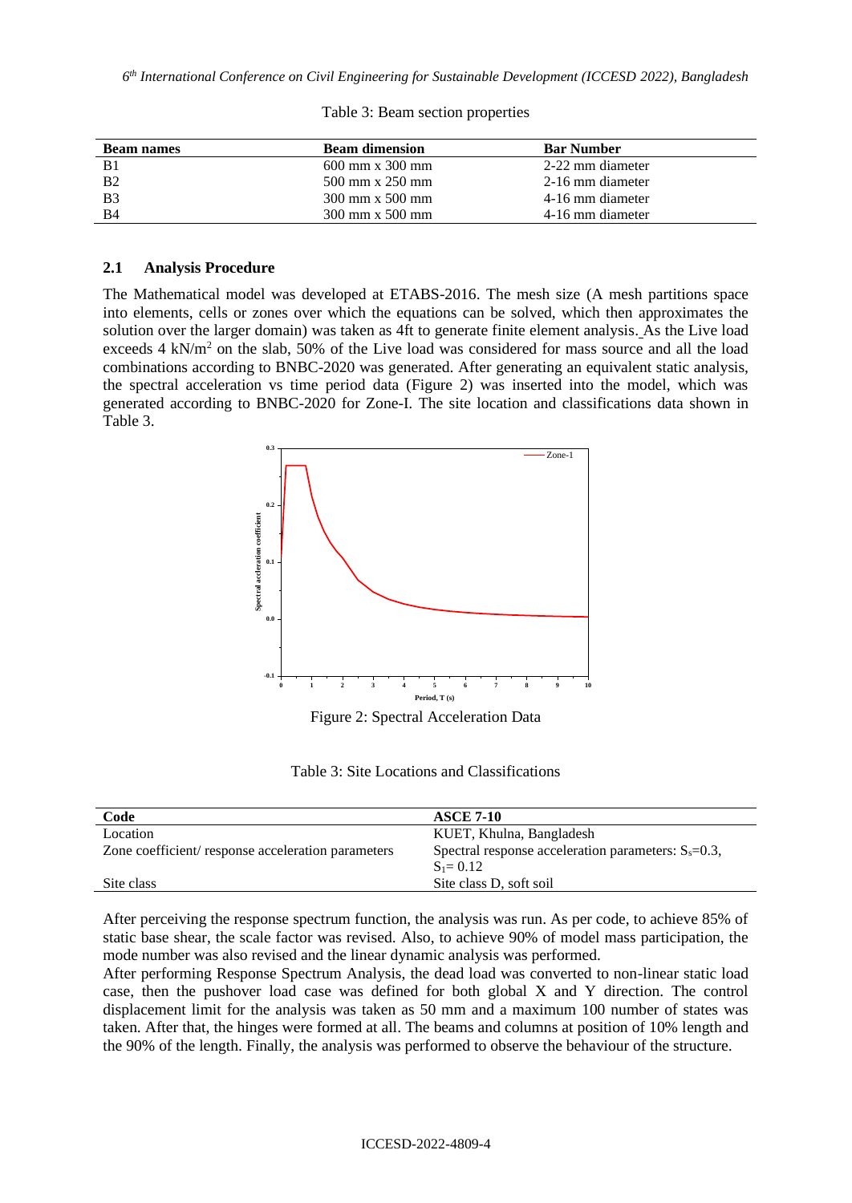Table 3: Beam section properties

| Beam names | Beam dimension | Bar Number |
|---|---|---|
| B1 | 600 mm x 300 mm | 2-22 mm diameter |
| B2 | 500 mm x 250 mm | 2-16 mm diameter |
| B3 | 300 mm x 500 mm | 4-16 mm diameter |
| B4 | 300 mm x 500 mm | 4-16 mm diameter |

### 2.1 Analysis Procedure

The Mathematical model was developed at ETABS-2016. The mesh size (A mesh partitions space into elements, cells or zones over which the equations can be solved, which then approximates the solution over the larger domain) was taken as 4ft to generate finite element analysis. As the Live load exceeds 4 kN/m$^2$ on the slab, 50% of the Live load was considered for mass source and all the load combinations according to BNBC-2020 was generated. After generating an equivalent static analysis, the spectral acceleration vs time period data (Figure 2) was inserted into the model, which was generated according to BNBC-2020 for Zone-I. The site location and classifications data shown in Table 3.

Figure 2: Spectral Acceleration Data

Table 3: Site Locations and Classifications

| Code | ASCE 7-10 |
|---|---|
| Location | KUET, Khulna, Bangladesh |
| Zone coefficient/ response acceleration parameters | Spectral response acceleration parameters: $S_s$=0.3, $S_1$= 0.12 |
| Site class | Site class D, soft soil |

After perceiving the response spectrum function, the analysis was run. As per code, to achieve 85% of static base shear, the scale factor was revised. Also, to achieve 90% of model mass participation, the mode number was also revised and the linear dynamic analysis was performed.

After performing Response Spectrum Analysis, the dead load was converted to non-linear static load case, then the pushover load case was defined for both global X and Y direction. The control displacement limit for the analysis was taken as 50 mm and a maximum 100 number of states was taken. After that, the hinges were formed at all. The beams and columns at position of 10% length and the 90% of the length. Finally, the analysis was performed to observe the behaviour of the structure.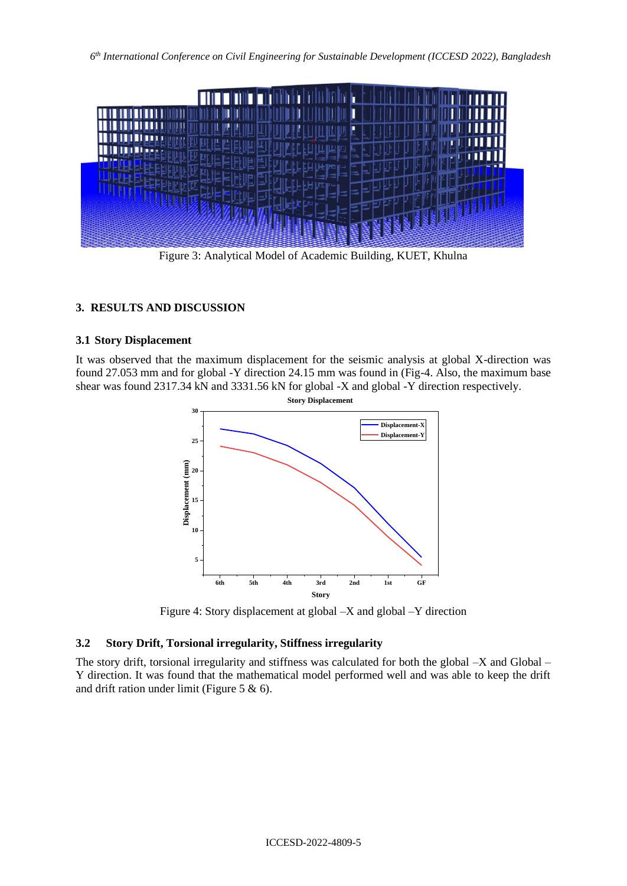Figure 3: Analytical Model of Academic Building, KUET, Khulna

## 3. RESULTS AND DISCUSSION

### 3.1 Story Displacement

It was observed that the maximum displacement for the seismic analysis at global X-direction was found 27.053 mm and for global -Y direction 24.15 mm was found in (Fig-4. Also, the maximum base shear was found 2317.34 kN and 3331.56 kN for global -X and global -Y direction respectively.

Figure 4: Story displacement at global –X and global –Y direction

### 3.2 Story Drift, Torsional irregularity, Stiffness irregularity

The story drift, torsional irregularity and stiffness was calculated for both the global –X and Global –Y direction. It was found that the mathematical model performed well and was able to keep the drift and drift ration under limit (Figure 5 & 6).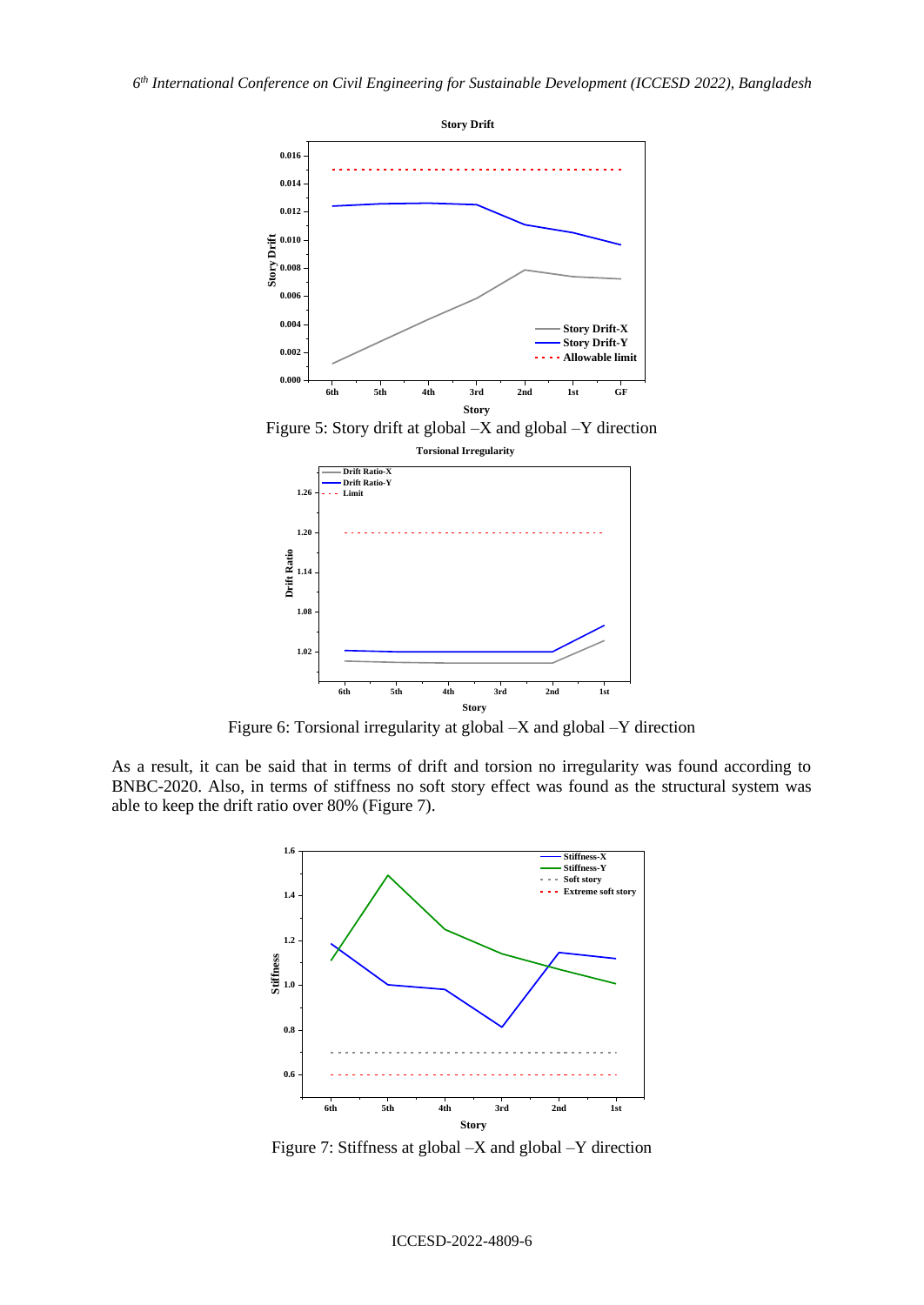Figure 5: Story drift at global –X and global –Y direction

Figure 6: Torsional irregularity at global –X and global –Y direction

As a result, it can be said that in terms of drift and torsion no irregularity was found according to BNBC-2020. Also, in terms of stiffness no soft story effect was found as the structural system was able to keep the drift ratio over 80% (Figure 7).

Figure 7: Stiffness at global –X and global –Y direction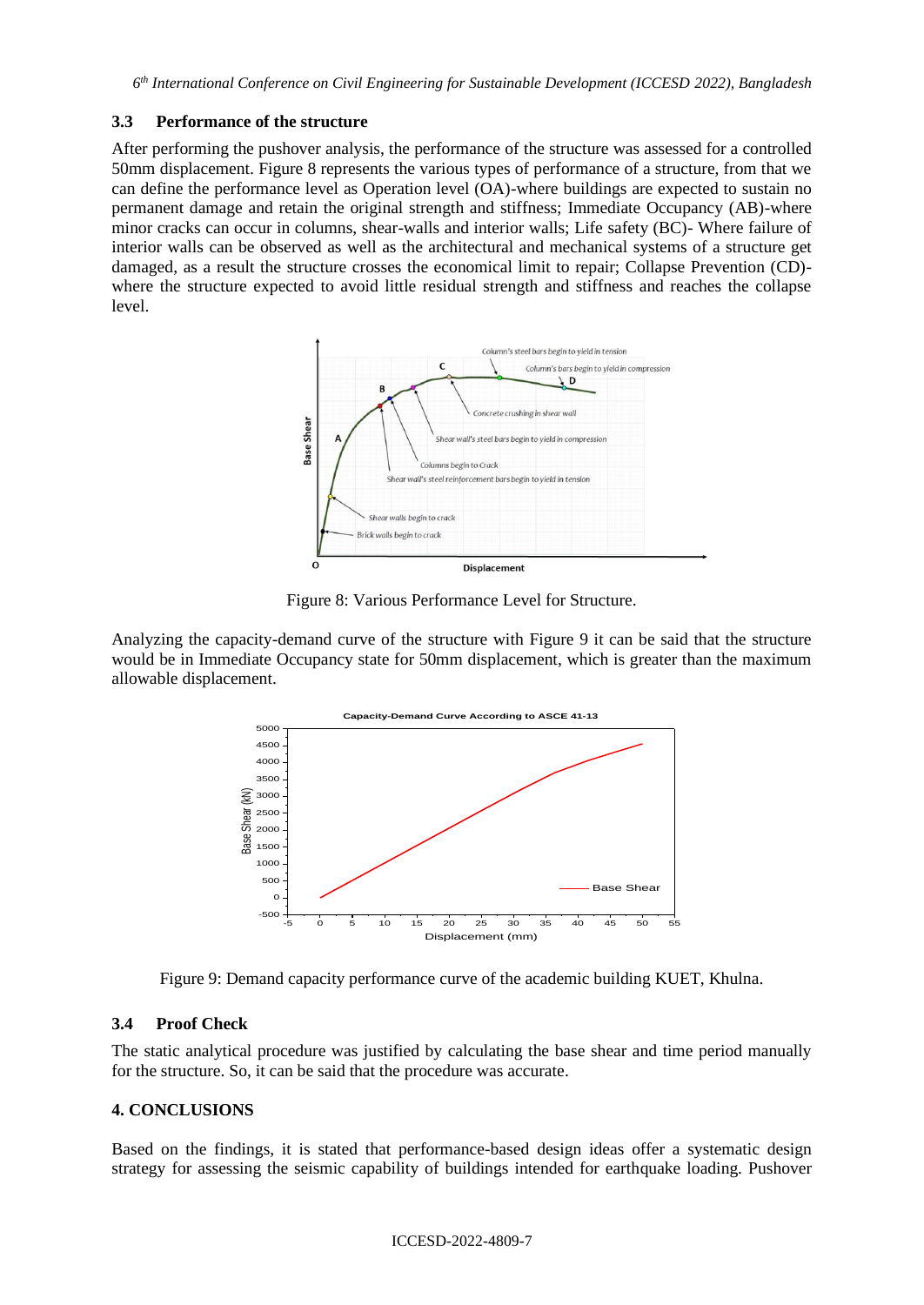### 3.3 Performance of the structure

After performing the pushover analysis, the performance of the structure was assessed for a controlled 50mm displacement. Figure 8 represents the various types of performance of a structure, from that we can define the performance level as Operation level (OA)-where buildings are expected to sustain no permanent damage and retain the original strength and stiffness; Immediate Occupancy (AB)-where minor cracks can occur in columns, shear-walls and interior walls; Life safety (BC)- Where failure of interior walls can be observed as well as the architectural and mechanical systems of a structure get damaged, as a result the structure crosses the economical limit to repair; Collapse Prevention (CD)-where the structure expected to avoid little residual strength and stiffness and reaches the collapse level.

Figure 8: Various Performance Level for Structure.

Analyzing the capacity-demand curve of the structure with Figure 9 it can be said that the structure would be in Immediate Occupancy state for 50mm displacement, which is greater than the maximum allowable displacement.

Figure 9: Demand capacity performance curve of the academic building KUET, Khulna.

### 3.4 Proof Check

The static analytical procedure was justified by calculating the base shear and time period manually for the structure. So, it can be said that the procedure was accurate.

## 4. CONCLUSIONS

Based on the findings, it is stated that performance-based design ideas offer a systematic design strategy for assessing the seismic capability of buildings intended for earthquake loading. Pushover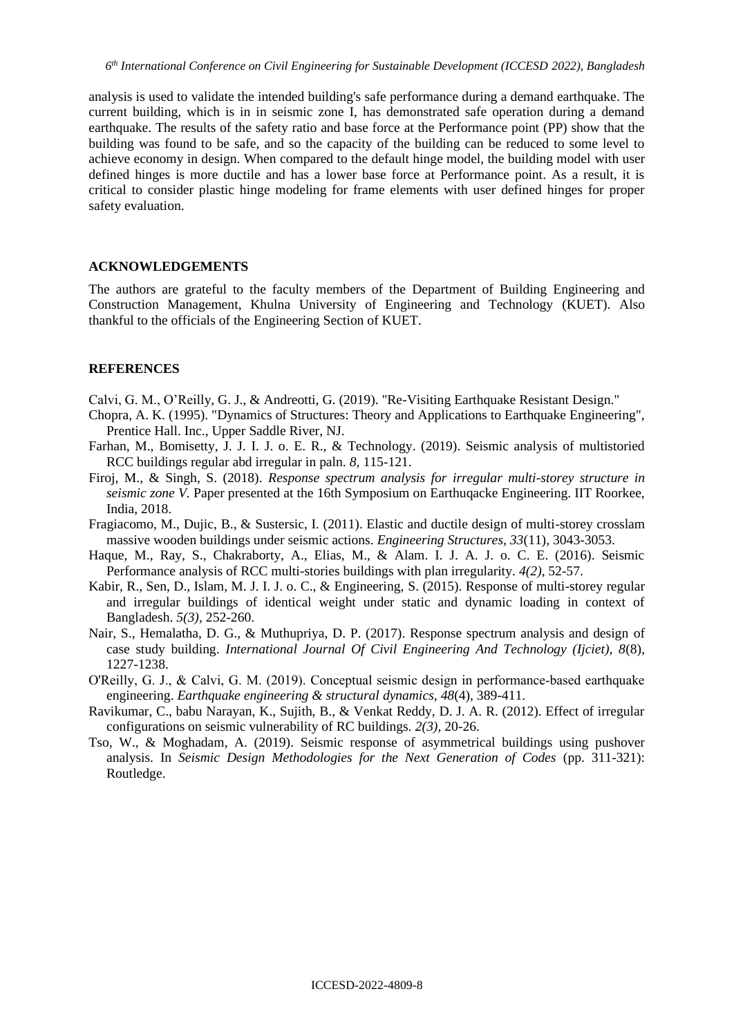analysis is used to validate the intended building's safe performance during a demand earthquake. The current building, which is in in seismic zone I, has demonstrated safe operation during a demand earthquake. The results of the safety ratio and base force at the Performance point (PP) show that the building was found to be safe, and so the capacity of the building can be reduced to some level to achieve economy in design. When compared to the default hinge model, the building model with user defined hinges is more ductile and has a lower base force at Performance point. As a result, it is critical to consider plastic hinge modeling for frame elements with user defined hinges for proper safety evaluation.

## ACKNOWLEDGEMENTS

The authors are grateful to the faculty members of the Department of Building Engineering and Construction Management, Khulna University of Engineering and Technology (KUET). Also thankful to the officials of the Engineering Section of KUET.

## REFERENCES

Calvi, G. M., O'Reilly, G. J., & Andreotti, G. (2019). "Re-Visiting Earthquake Resistant Design."

Chopra, A. K. (1995). "Dynamics of Structures: Theory and Applications to Earthquake Engineering", Prentice Hall. Inc., Upper Saddle River, NJ.

Farhan, M., Bomisetty, J. J. I. J. o. E. R., & Technology. (2019). Seismic analysis of multistoried RCC buildings regular abd irregular in paln. *8*, 115-121.

Firoj, M., & Singh, S. (2018). *Response spectrum analysis for irregular multi-storey structure in seismic zone V.* Paper presented at the 16th Symposium on Earthuqacke Engineering. IIT Roorkee, India, 2018.

Fragiacomo, M., Dujic, B., & Sustersic, I. (2011). Elastic and ductile design of multi-storey crosslam massive wooden buildings under seismic actions. *Engineering Structures, 33*(11), 3043-3053.

Haque, M., Ray, S., Chakraborty, A., Elias, M., & Alam. I. J. A. J. o. C. E. (2016). Seismic Performance analysis of RCC multi-stories buildings with plan irregularity. *4(2)*, 52-57.

Kabir, R., Sen, D., Islam, M. J. I. J. o. C., & Engineering, S. (2015). Response of multi-storey regular and irregular buildings of identical weight under static and dynamic loading in context of Bangladesh. *5(3)*, 252-260.

Nair, S., Hemalatha, D. G., & Muthupriya, D. P. (2017). Response spectrum analysis and design of case study building. *International Journal Of Civil Engineering And Technology (Ijciet), 8*(8), 1227-1238.

O'Reilly, G. J., & Calvi, G. M. (2019). Conceptual seismic design in performance-based earthquake engineering. *Earthquake engineering & structural dynamics, 48*(4), 389-411.

Ravikumar, C., babu Narayan, K., Sujith, B., & Venkat Reddy, D. J. A. R. (2012). Effect of irregular configurations on seismic vulnerability of RC buildings. *2(3)*, 20-26.

Tso, W., & Moghadam, A. (2019). Seismic response of asymmetrical buildings using pushover analysis. In *Seismic Design Methodologies for the Next Generation of Codes* (pp. 311-321): Routledge.